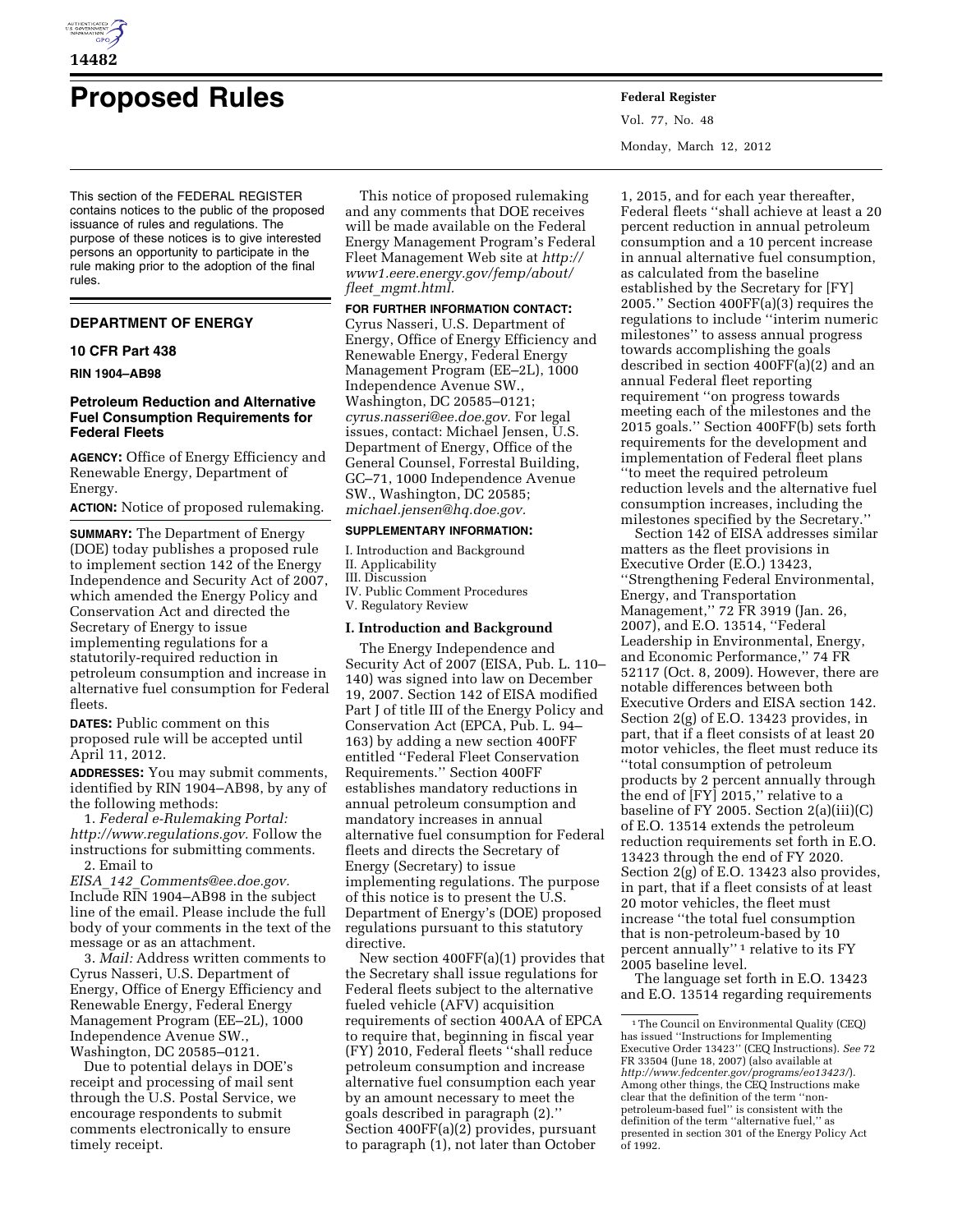# Proposed Rules

This section of the FEDERAL REGISTER contains notices to the public of the proposed issuance of rules and regulations. The purpose of these notices is to give interested persons an opportunity to participate in the rule making prior to the adoption of the final rules.

## DEPARTMENT OF ENERGY

### 10 CFR Part 438

**RIN 1904–AB98**

### Petroleum Reduction and Alternative Fuel Consumption Requirements for Federal Fleets

**AGENCY:** Office of Energy Efficiency and Renewable Energy, Department of Energy.

**ACTION:** Notice of proposed rulemaking.

**SUMMARY:** The Department of Energy (DOE) today publishes a proposed rule to implement section 142 of the Energy Independence and Security Act of 2007, which amended the Energy Policy and Conservation Act and directed the Secretary of Energy to issue implementing regulations for a statutorily-required reduction in petroleum consumption and increase in alternative fuel consumption for Federal fleets.

**DATES:** Public comment on this proposed rule will be accepted until April 11, 2012.

**ADDRESSES:** You may submit comments, identified by RIN 1904–AB98, by any of the following methods:

1. *Federal e-Rulemaking Portal: http://www.regulations.gov.* Follow the instructions for submitting comments.
2. Email to *EISA_142_Comments@ee.doe.gov.* Include RIN 1904–AB98 in the subject line of the email. Please include the full body of your comments in the text of the message or as an attachment.
3. *Mail:* Address written comments to Cyrus Nasseri, U.S. Department of Energy, Office of Energy Efficiency and Renewable Energy, Federal Energy Management Program (EE–2L), 1000 Independence Avenue SW., Washington, DC 20585–0121.

Due to potential delays in DOE's receipt and processing of mail sent through the U.S. Postal Service, we encourage respondents to submit comments electronically to ensure timely receipt.

This notice of proposed rulemaking and any comments that DOE receives will be made available on the Federal Energy Management Program's Federal Fleet Management Web site at *http://www1.eere.energy.gov/femp/about/fleet_mgmt.html.*

**FOR FURTHER INFORMATION CONTACT:** Cyrus Nasseri, U.S. Department of Energy, Office of Energy Efficiency and Renewable Energy, Federal Energy Management Program (EE–2L), 1000 Independence Avenue SW., Washington, DC 20585–0121; *cyrus.nasseri@ee.doe.gov.* For legal issues, contact: Michael Jensen, U.S. Department of Energy, Office of the General Counsel, Forrestal Building, GC–71, 1000 Independence Avenue SW., Washington, DC 20585; *michael.jensen@hq.doe.gov.*

**SUPPLEMENTARY INFORMATION:**

I. Introduction and Background
II. Applicability
III. Discussion
IV. Public Comment Procedures
V. Regulatory Review

#### I. Introduction and Background

The Energy Independence and Security Act of 2007 (EISA, Pub. L. 110–140) was signed into law on December 19, 2007. Section 142 of EISA modified Part J of title III of the Energy Policy and Conservation Act (EPCA, Pub. L. 94–163) by adding a new section 400FF entitled ''Federal Fleet Conservation Requirements.'' Section 400FF establishes mandatory reductions in annual petroleum consumption and mandatory increases in annual alternative fuel consumption for Federal fleets and directs the Secretary of Energy (Secretary) to issue implementing regulations. The purpose of this notice is to present the U.S. Department of Energy's (DOE) proposed regulations pursuant to this statutory directive.

New section 400FF(a)(1) provides that the Secretary shall issue regulations for Federal fleets subject to the alternative fueled vehicle (AFV) acquisition requirements of section 400AA of EPCA to require that, beginning in fiscal year (FY) 2010, Federal fleets ''shall reduce petroleum consumption and increase alternative fuel consumption each year by an amount necessary to meet the goals described in paragraph (2).'' Section 400FF(a)(2) provides, pursuant to paragraph (1), not later than October 1, 2015, and for each year thereafter, Federal fleets ''shall achieve at least a 20 percent reduction in annual petroleum consumption and a 10 percent increase in annual alternative fuel consumption, as calculated from the baseline established by the Secretary for [FY] 2005.'' Section 400FF(a)(3) requires the regulations to include ''interim numeric milestones'' to assess annual progress towards accomplishing the goals described in section 400FF(a)(2) and an annual Federal fleet reporting requirement ''on progress towards meeting each of the milestones and the 2015 goals.'' Section 400FF(b) sets forth requirements for the development and implementation of Federal fleet plans ''to meet the required petroleum reduction levels and the alternative fuel consumption increases, including the milestones specified by the Secretary.''

Section 142 of EISA addresses similar matters as the fleet provisions in Executive Order (E.O.) 13423, ''Strengthening Federal Environmental, Energy, and Transportation Management,'' 72 FR 3919 (Jan. 26, 2007), and E.O. 13514, ''Federal Leadership in Environmental, Energy, and Economic Performance,'' 74 FR 52117 (Oct. 8, 2009). However, there are notable differences between both Executive Orders and EISA section 142. Section 2(g) of E.O. 13423 provides, in part, that if a fleet consists of at least 20 motor vehicles, the fleet must reduce its ''total consumption of petroleum products by 2 percent annually through the end of [FY] 2015,'' relative to a baseline of FY 2005. Section 2(a)(iii)(C) of E.O. 13514 extends the petroleum reduction requirements set forth in E.O. 13423 through the end of FY 2020. Section 2(g) of E.O. 13423 also provides, in part, that if a fleet consists of at least 20 motor vehicles, the fleet must increase ''the total fuel consumption that is non-petroleum-based by 10 percent annually'' [1] relative to its FY 2005 baseline level.

The language set forth in E.O. 13423 and E.O. 13514 regarding requirements

[1] The Council on Environmental Quality (CEQ) has issued ''Instructions for Implementing Executive Order 13423'' (CEQ Instructions). *See* 72 FR 33504 (June 18, 2007) (also available at *http://www.fedcenter.gov/programs/eo13423/*). Among other things, the CEQ Instructions make clear that the definition of the term ''non-petroleum-based fuel'' is consistent with the definition of the term ''alternative fuel,'' as presented in section 301 of the Energy Policy Act of 1992.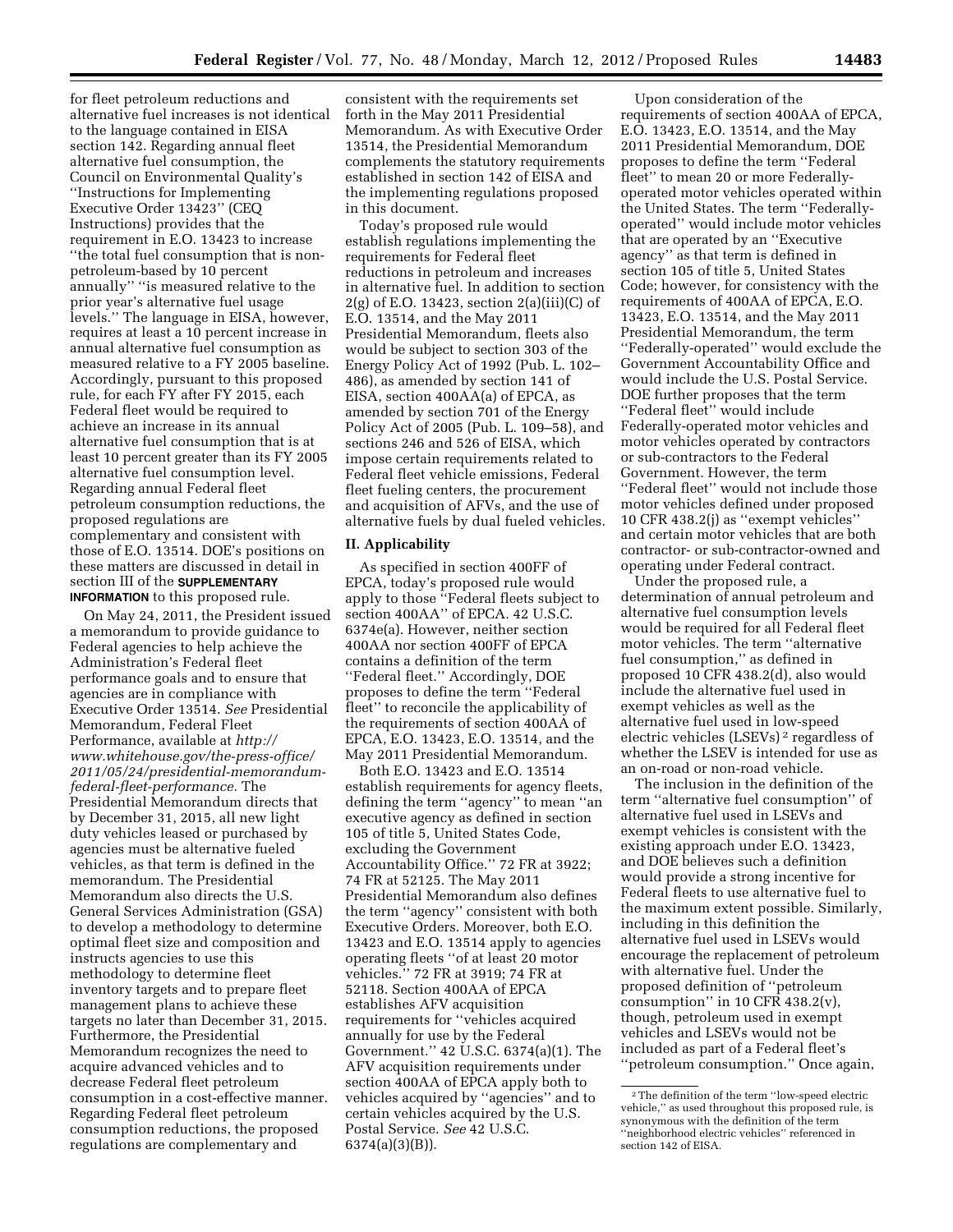for fleet petroleum reductions and alternative fuel increases is not identical to the language contained in EISA section 142. Regarding annual fleet alternative fuel consumption, the Council on Environmental Quality's ''Instructions for Implementing Executive Order 13423'' (CEQ Instructions) provides that the requirement in E.O. 13423 to increase ''the total fuel consumption that is non-petroleum-based by 10 percent annually'' ''is measured relative to the prior year's alternative fuel usage levels.'' The language in EISA, however, requires at least a 10 percent increase in annual alternative fuel consumption as measured relative to a FY 2005 baseline. Accordingly, pursuant to this proposed rule, for each FY after FY 2015, each Federal fleet would be required to achieve an increase in its annual alternative fuel consumption that is at least 10 percent greater than its FY 2005 alternative fuel consumption level. Regarding annual Federal fleet petroleum consumption reductions, the proposed regulations are complementary and consistent with those of E.O. 13514. DOE's positions on these matters are discussed in detail in section III of the **SUPPLEMENTARY INFORMATION** to this proposed rule.

On May 24, 2011, the President issued a memorandum to provide guidance to Federal agencies to help achieve the Administration's Federal fleet performance goals and to ensure that agencies are in compliance with Executive Order 13514. *See* Presidential Memorandum, Federal Fleet Performance, available at *http://www.whitehouse.gov/the-press-office/2011/05/24/presidential-memorandum-federal-fleet-performance.* The Presidential Memorandum directs that by December 31, 2015, all new light duty vehicles leased or purchased by agencies must be alternative fueled vehicles, as that term is defined in the memorandum. The Presidential Memorandum also directs the U.S. General Services Administration (GSA) to develop a methodology to determine optimal fleet size and composition and instructs agencies to use this methodology to determine fleet inventory targets and to prepare fleet management plans to achieve these targets no later than December 31, 2015. Furthermore, the Presidential Memorandum recognizes the need to acquire advanced vehicles and to decrease Federal fleet petroleum consumption in a cost-effective manner. Regarding Federal fleet petroleum consumption reductions, the proposed regulations are complementary and consistent with the requirements set forth in the May 2011 Presidential Memorandum. As with Executive Order 13514, the Presidential Memorandum complements the statutory requirements established in section 142 of EISA and the implementing regulations proposed in this document.

Today's proposed rule would establish regulations implementing the requirements for Federal fleet reductions in petroleum and increases in alternative fuel. In addition to section 2(g) of E.O. 13423, section 2(a)(iii)(C) of E.O. 13514, and the May 2011 Presidential Memorandum, fleets also would be subject to section 303 of the Energy Policy Act of 1992 (Pub. L. 102–486), as amended by section 141 of EISA, section 400AA(a) of EPCA, as amended by section 701 of the Energy Policy Act of 2005 (Pub. L. 109–58), and sections 246 and 526 of EISA, which impose certain requirements related to Federal fleet vehicle emissions, Federal fleet fueling centers, the procurement and acquisition of AFVs, and the use of alternative fuels by dual fueled vehicles.

## II. Applicability

As specified in section 400FF of EPCA, today's proposed rule would apply to those ''Federal fleets subject to section 400AA'' of EPCA. 42 U.S.C. 6374e(a). However, neither section 400AA nor section 400FF of EPCA contains a definition of the term ''Federal fleet.'' Accordingly, DOE proposes to define the term ''Federal fleet'' to reconcile the applicability of the requirements of section 400AA of EPCA, E.O. 13423, E.O. 13514, and the May 2011 Presidential Memorandum.

Both E.O. 13423 and E.O. 13514 establish requirements for agency fleets, defining the term ''agency'' to mean ''an executive agency as defined in section 105 of title 5, United States Code, excluding the Government Accountability Office.'' 72 FR at 3922; 74 FR at 52125. The May 2011 Presidential Memorandum also defines the term ''agency'' consistent with both Executive Orders. Moreover, both E.O. 13423 and E.O. 13514 apply to agencies operating fleets ''of at least 20 motor vehicles.'' 72 FR at 3919; 74 FR at 52118. Section 400AA of EPCA establishes AFV acquisition requirements for ''vehicles acquired annually for use by the Federal Government.'' 42 U.S.C. 6374(a)(1). The AFV acquisition requirements under section 400AA of EPCA apply both to vehicles acquired by ''agencies'' and to certain vehicles acquired by the U.S. Postal Service. *See* 42 U.S.C. 6374(a)(3)(B)).

Upon consideration of the requirements of section 400AA of EPCA, E.O. 13423, E.O. 13514, and the May 2011 Presidential Memorandum, DOE proposes to define the term ''Federal fleet'' to mean 20 or more Federally-operated motor vehicles operated within the United States. The term ''Federally-operated'' would include motor vehicles that are operated by an ''Executive agency'' as that term is defined in section 105 of title 5, United States Code; however, for consistency with the requirements of 400AA of EPCA, E.O. 13423, E.O. 13514, and the May 2011 Presidential Memorandum, the term ''Federally-operated'' would exclude the Government Accountability Office and would include the U.S. Postal Service. DOE further proposes that the term ''Federal fleet'' would include Federally-operated motor vehicles and motor vehicles operated by contractors or sub-contractors to the Federal Government. However, the term ''Federal fleet'' would not include those motor vehicles defined under proposed 10 CFR 438.2(j) as ''exempt vehicles'' and certain motor vehicles that are both contractor- or sub-contractor-owned and operating under Federal contract.

Under the proposed rule, a determination of annual petroleum and alternative fuel consumption levels would be required for all Federal fleet motor vehicles. The term ''alternative fuel consumption,'' as defined in proposed 10 CFR 438.2(d), also would include the alternative fuel used in exempt vehicles as well as the alternative fuel used in low-speed electric vehicles (LSEVs)[2] regardless of whether the LSEV is intended for use as an on-road or non-road vehicle.

The inclusion in the definition of the term ''alternative fuel consumption'' of alternative fuel used in LSEVs and exempt vehicles is consistent with the existing approach under E.O. 13423, and DOE believes such a definition would provide a strong incentive for Federal fleets to use alternative fuel to the maximum extent possible. Similarly, including in this definition the alternative fuel used in LSEVs would encourage the replacement of petroleum with alternative fuel. Under the proposed definition of ''petroleum consumption'' in 10 CFR 438.2(v), though, petroleum used in exempt vehicles and LSEVs would not be included as part of a Federal fleet's ''petroleum consumption.'' Once again,

[2] The definition of the term ''low-speed electric vehicle,'' as used throughout this proposed rule, is synonymous with the definition of the term ''neighborhood electric vehicles'' referenced in section 142 of EISA.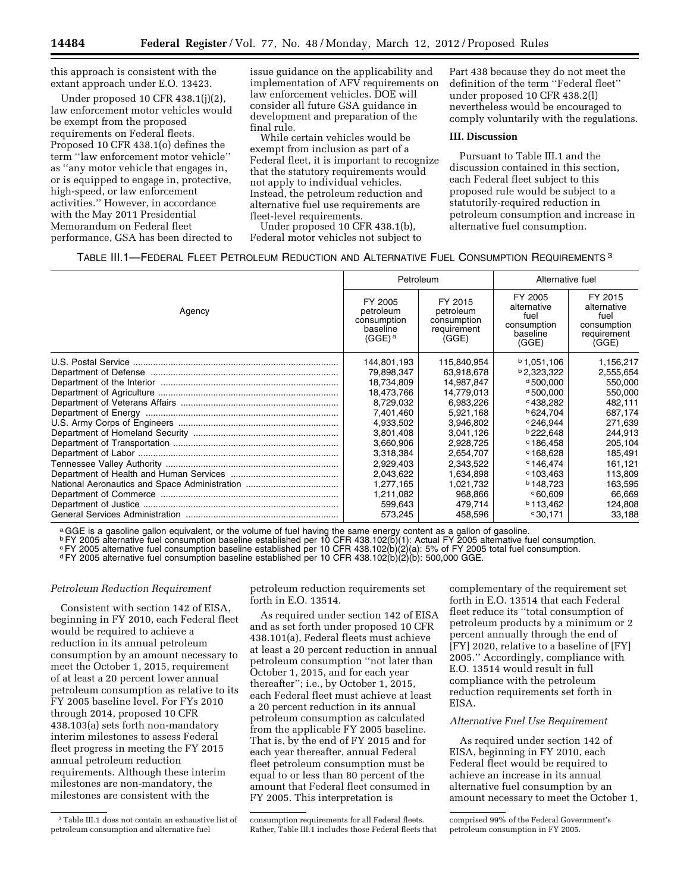this approach is consistent with the extant approach under E.O. 13423.

Under proposed 10 CFR 438.1(j)(2), law enforcement motor vehicles would be exempt from the proposed requirements on Federal fleets. Proposed 10 CFR 438.1(o) defines the term ''law enforcement motor vehicle'' as ''any motor vehicle that engages in, or is equipped to engage in, protective, high-speed, or law enforcement activities.'' However, in accordance with the May 2011 Presidential Memorandum on Federal fleet performance, GSA has been directed to issue guidance on the applicability and implementation of AFV requirements on law enforcement vehicles. DOE will consider all future GSA guidance in development and preparation of the final rule.

While certain vehicles would be exempt from inclusion as part of a Federal fleet, it is important to recognize that the statutory requirements would not apply to individual vehicles. Instead, the petroleum reduction and alternative fuel use requirements are fleet-level requirements.

Under proposed 10 CFR 438.1(b), Federal motor vehicles not subject to Part 438 because they do not meet the definition of the term ''Federal fleet'' under proposed 10 CFR 438.2(l) nevertheless would be encouraged to comply voluntarily with the regulations.

## III. Discussion

Pursuant to Table III.1 and the discussion contained in this section, each Federal fleet subject to this proposed rule would be subject to a statutorily-required reduction in petroleum consumption and increase in alternative fuel consumption.

TABLE III.1—FEDERAL FLEET PETROLEUM REDUCTION AND ALTERNATIVE FUEL CONSUMPTION REQUIREMENTS [3]

| Agency | Petroleum | | Alternative fuel | |
|---|---|---|---|---|
| | FY 2005 petroleum consumption baseline (GGE) [a] | FY 2015 petroleum consumption requirement (GGE) | FY 2005 alternative fuel consumption baseline (GGE) | FY 2015 alternative fuel consumption requirement (GGE) |
| U.S. Postal Service | 144,801,193 | 115,840,954 | [b] 1,051,106 | 1,156,217 |
| Department of Defense | 79,898,347 | 63,918,678 | [b] 2,323,322 | 2,555,654 |
| Department of the Interior | 18,734,809 | 14,987,847 | [d] 500,000 | 550,000 |
| Department of Agriculture | 18,473,766 | 14,779,013 | [d] 500,000 | 550,000 |
| Department of Veterans Affairs | 8,729,032 | 6,983,226 | [c] 438,282 | 482,111 |
| Department of Energy | 7,401,460 | 5,921,168 | [b] 624,704 | 687,174 |
| U.S. Army Corps of Engineers | 4,933,502 | 3,946,802 | [c] 246,944 | 271,639 |
| Department of Homeland Security | 3,801,408 | 3,041,126 | [b] 222,648 | 244,913 |
| Department of Transportation | 3,660,906 | 2,928,725 | [c] 186,458 | 205,104 |
| Department of Labor | 3,318,384 | 2,654,707 | [c] 168,628 | 185,491 |
| Tennessee Valley Authority | 2,929,403 | 2,343,522 | [c] 146,474 | 161,121 |
| Department of Health and Human Services | 2,043,622 | 1,634,898 | [c] 103,463 | 113,809 |
| National Aeronautics and Space Administration | 1,277,165 | 1,021,732 | [b] 148,723 | 163,595 |
| Department of Commerce | 1,211,082 | 968,866 | [c] 60,609 | 66,669 |
| Department of Justice | 599,643 | 479,714 | [b] 113,462 | 124,808 |
| General Services Administration | 573,245 | 458,596 | [c] 30,171 | 33,188 |

[a] GGE is a gasoline gallon equivalent, or the volume of fuel having the same energy content as a gallon of gasoline.
[b] FY 2005 alternative fuel consumption baseline established per 10 CFR 438.102(b)(1): Actual FY 2005 alternative fuel consumption.
[c] FY 2005 alternative fuel consumption baseline established per 10 CFR 438.102(b)(2)(a): 5% of FY 2005 total fuel consumption.
[d] FY 2005 alternative fuel consumption baseline established per 10 CFR 438.102(b)(2)(b): 500,000 GGE.

### *Petroleum Reduction Requirement*

Consistent with section 142 of EISA, beginning in FY 2010, each Federal fleet would be required to achieve a reduction in its annual petroleum consumption by an amount necessary to meet the October 1, 2015, requirement of at least a 20 percent lower annual petroleum consumption as relative to its FY 2005 baseline level. For FYs 2010 through 2014, proposed 10 CFR 438.103(a) sets forth non-mandatory interim milestones to assess Federal fleet progress in meeting the FY 2015 annual petroleum reduction requirements. Although these interim milestones are non-mandatory, the milestones are consistent with the petroleum reduction requirements set forth in E.O. 13514.

As required under section 142 of EISA and as set forth under proposed 10 CFR 438.101(a), Federal fleets must achieve at least a 20 percent reduction in annual petroleum consumption ''not later than October 1, 2015, and for each year thereafter''; i.e., by October 1, 2015, each Federal fleet must achieve at least a 20 percent reduction in its annual petroleum consumption as calculated from the applicable FY 2005 baseline. That is, by the end of FY 2015 and for each year thereafter, annual Federal fleet petroleum consumption must be equal to or less than 80 percent of the amount that Federal fleet consumed in FY 2005. This interpretation is complementary of the requirement set forth in E.O. 13514 that each Federal fleet reduce its ''total consumption of petroleum products by a minimum or 2 percent annually through the end of [FY] 2020, relative to a baseline of [FY] 2005.'' Accordingly, compliance with E.O. 13514 would result in full compliance with the petroleum reduction requirements set forth in EISA.

### *Alternative Fuel Use Requirement*

As required under section 142 of EISA, beginning in FY 2010, each Federal fleet would be required to achieve an increase in its annual alternative fuel consumption by an amount necessary to meet the October 1,

[3] Table III.1 does not contain an exhaustive list of petroleum consumption and alternative fuel consumption requirements for all Federal fleets. Rather, Table III.1 includes those Federal fleets that comprised 99% of the Federal Government's petroleum consumption in FY 2005.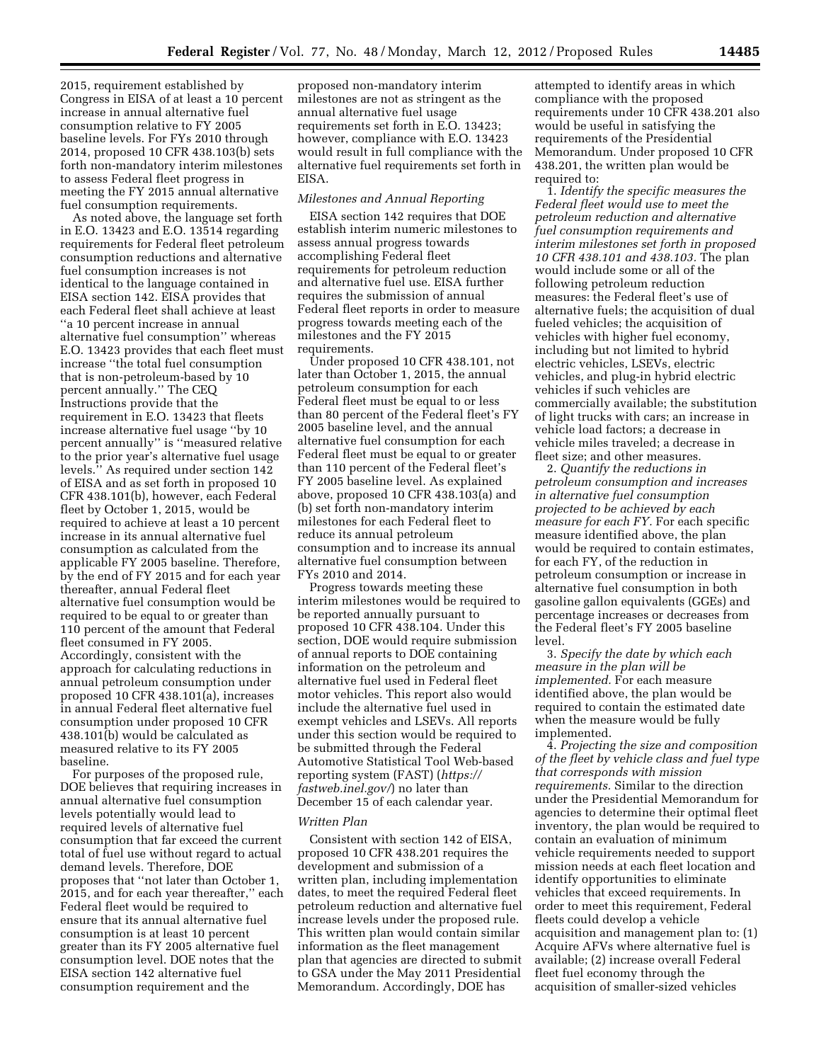2015, requirement established by Congress in EISA of at least a 10 percent increase in annual alternative fuel consumption relative to FY 2005 baseline levels. For FYs 2010 through 2014, proposed 10 CFR 438.103(b) sets forth non-mandatory interim milestones to assess Federal fleet progress in meeting the FY 2015 annual alternative fuel consumption requirements.

As noted above, the language set forth in E.O. 13423 and E.O. 13514 regarding requirements for Federal fleet petroleum consumption reductions and alternative fuel consumption increases is not identical to the language contained in EISA section 142. EISA provides that each Federal fleet shall achieve at least ''a 10 percent increase in annual alternative fuel consumption'' whereas E.O. 13423 provides that each fleet must increase ''the total fuel consumption that is non-petroleum-based by 10 percent annually.'' The CEQ Instructions provide that the requirement in E.O. 13423 that fleets increase alternative fuel usage ''by 10 percent annually'' is ''measured relative to the prior year's alternative fuel usage levels.'' As required under section 142 of EISA and as set forth in proposed 10 CFR 438.101(b), however, each Federal fleet by October 1, 2015, would be required to achieve at least a 10 percent increase in its annual alternative fuel consumption as calculated from the applicable FY 2005 baseline. Therefore, by the end of FY 2015 and for each year thereafter, annual Federal fleet alternative fuel consumption would be required to be equal to or greater than 110 percent of the amount that Federal fleet consumed in FY 2005. Accordingly, consistent with the approach for calculating reductions in annual petroleum consumption under proposed 10 CFR 438.101(a), increases in annual Federal fleet alternative fuel consumption under proposed 10 CFR 438.101(b) would be calculated as measured relative to its FY 2005 baseline.

For purposes of the proposed rule, DOE believes that requiring increases in annual alternative fuel consumption levels potentially would lead to required levels of alternative fuel consumption that far exceed the current total of fuel use without regard to actual demand levels. Therefore, DOE proposes that ''not later than October 1, 2015, and for each year thereafter,'' each Federal fleet would be required to ensure that its annual alternative fuel consumption is at least 10 percent greater than its FY 2005 alternative fuel consumption level. DOE notes that the EISA section 142 alternative fuel consumption requirement and the proposed non-mandatory interim milestones are not as stringent as the annual alternative fuel usage requirements set forth in E.O. 13423; however, compliance with E.O. 13423 would result in full compliance with the alternative fuel requirements set forth in EISA.

*Milestones and Annual Reporting*

EISA section 142 requires that DOE establish interim numeric milestones to assess annual progress towards accomplishing Federal fleet requirements for petroleum reduction and alternative fuel use. EISA further requires the submission of annual Federal fleet reports in order to measure progress towards meeting each of the milestones and the FY 2015 requirements.

Under proposed 10 CFR 438.101, not later than October 1, 2015, the annual petroleum consumption for each Federal fleet must be equal to or less than 80 percent of the Federal fleet's FY 2005 baseline level, and the annual alternative fuel consumption for each Federal fleet must be equal to or greater than 110 percent of the Federal fleet's FY 2005 baseline level. As explained above, proposed 10 CFR 438.103(a) and (b) set forth non-mandatory interim milestones for each Federal fleet to reduce its annual petroleum consumption and to increase its annual alternative fuel consumption between FYs 2010 and 2014.

Progress towards meeting these interim milestones would be required to be reported annually pursuant to proposed 10 CFR 438.104. Under this section, DOE would require submission of annual reports to DOE containing information on the petroleum and alternative fuel used in Federal fleet motor vehicles. This report also would include the alternative fuel used in exempt vehicles and LSEVs. All reports under this section would be required to be submitted through the Federal Automotive Statistical Tool Web-based reporting system (FAST) (*https://fastweb.inel.gov/*) no later than December 15 of each calendar year.

*Written Plan*

Consistent with section 142 of EISA, proposed 10 CFR 438.201 requires the development and submission of a written plan, including implementation dates, to meet the required Federal fleet petroleum reduction and alternative fuel increase levels under the proposed rule. This written plan would contain similar information as the fleet management plan that agencies are directed to submit to GSA under the May 2011 Presidential Memorandum. Accordingly, DOE has attempted to identify areas in which compliance with the proposed requirements under 10 CFR 438.201 also would be useful in satisfying the requirements of the Presidential Memorandum. Under proposed 10 CFR 438.201, the written plan would be required to:

1. *Identify the specific measures the Federal fleet would use to meet the petroleum reduction and alternative fuel consumption requirements and interim milestones set forth in proposed 10 CFR 438.101 and 438.103.* The plan would include some or all of the following petroleum reduction measures: the Federal fleet's use of alternative fuels; the acquisition of dual fueled vehicles; the acquisition of vehicles with higher fuel economy, including but not limited to hybrid electric vehicles, LSEVs, electric vehicles, and plug-in hybrid electric vehicles if such vehicles are commercially available; the substitution of light trucks with cars; an increase in vehicle load factors; a decrease in vehicle miles traveled; a decrease in fleet size; and other measures.

2. *Quantify the reductions in petroleum consumption and increases in alternative fuel consumption projected to be achieved by each measure for each FY.* For each specific measure identified above, the plan would be required to contain estimates, for each FY, of the reduction in petroleum consumption or increase in alternative fuel consumption in both gasoline gallon equivalents (GGEs) and percentage increases or decreases from the Federal fleet's FY 2005 baseline level.

3. *Specify the date by which each measure in the plan will be implemented.* For each measure identified above, the plan would be required to contain the estimated date when the measure would be fully implemented.

4. *Projecting the size and composition of the fleet by vehicle class and fuel type that corresponds with mission requirements.* Similar to the direction under the Presidential Memorandum for agencies to determine their optimal fleet inventory, the plan would be required to contain an evaluation of minimum vehicle requirements needed to support mission needs at each fleet location and identify opportunities to eliminate vehicles that exceed requirements. In order to meet this requirement, Federal fleets could develop a vehicle acquisition and management plan to: (1) Acquire AFVs where alternative fuel is available; (2) increase overall Federal fleet fuel economy through the acquisition of smaller-sized vehicles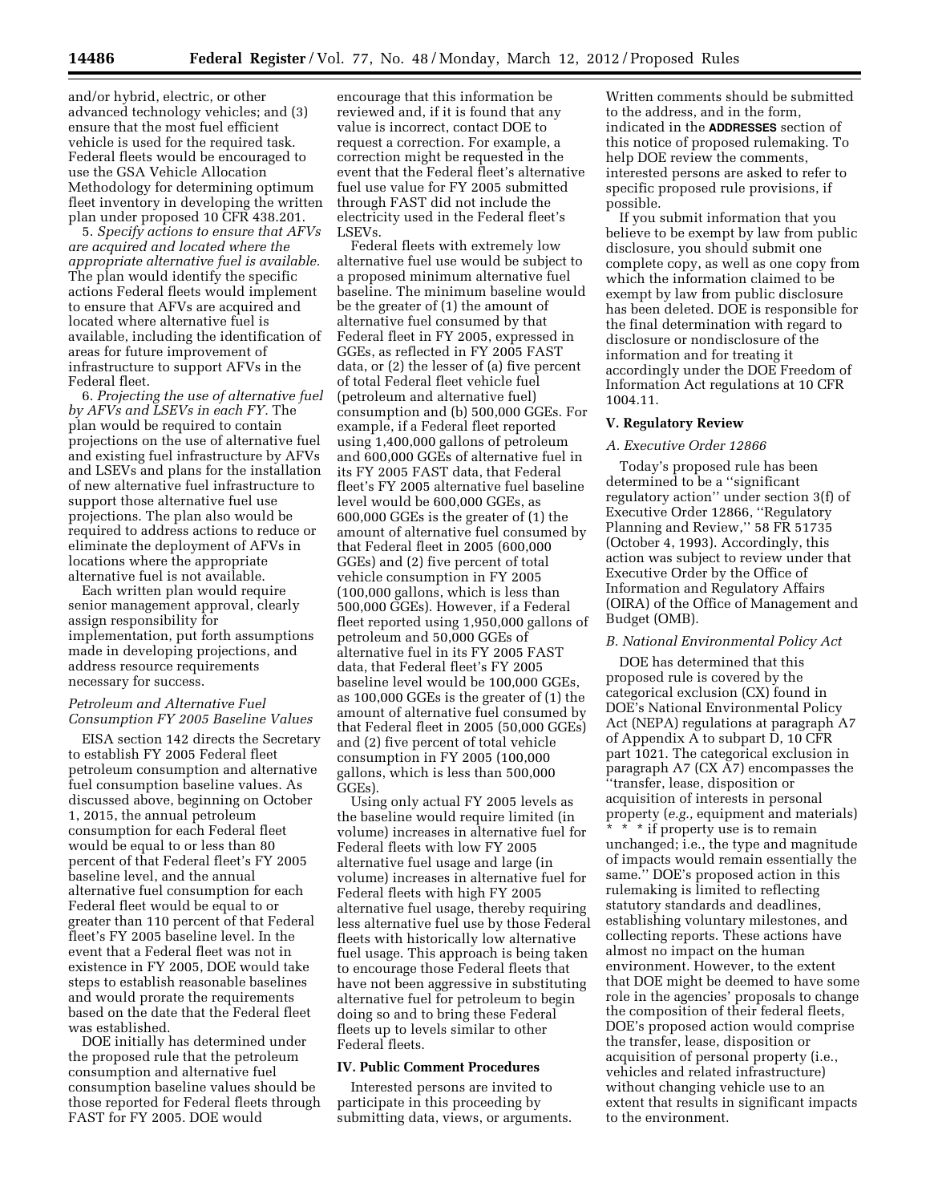and/or hybrid, electric, or other advanced technology vehicles; and (3) ensure that the most fuel efficient vehicle is used for the required task. Federal fleets would be encouraged to use the GSA Vehicle Allocation Methodology for determining optimum fleet inventory in developing the written plan under proposed 10 CFR 438.201.

5. *Specify actions to ensure that AFVs are acquired and located where the appropriate alternative fuel is available.* The plan would identify the specific actions Federal fleets would implement to ensure that AFVs are acquired and located where alternative fuel is available, including the identification of areas for future improvement of infrastructure to support AFVs in the Federal fleet.

6. *Projecting the use of alternative fuel by AFVs and LSEVs in each FY.* The plan would be required to contain projections on the use of alternative fuel and existing fuel infrastructure by AFVs and LSEVs and plans for the installation of new alternative fuel infrastructure to support those alternative fuel use projections. The plan also would be required to address actions to reduce or eliminate the deployment of AFVs in locations where the appropriate alternative fuel is not available.

Each written plan would require senior management approval, clearly assign responsibility for implementation, put forth assumptions made in developing projections, and address resource requirements necessary for success.

### *Petroleum and Alternative Fuel Consumption FY 2005 Baseline Values*

EISA section 142 directs the Secretary to establish FY 2005 Federal fleet petroleum consumption and alternative fuel consumption baseline values. As discussed above, beginning on October 1, 2015, the annual petroleum consumption for each Federal fleet would be equal to or less than 80 percent of that Federal fleet's FY 2005 baseline level, and the annual alternative fuel consumption for each Federal fleet would be equal to or greater than 110 percent of that Federal fleet's FY 2005 baseline level. In the event that a Federal fleet was not in existence in FY 2005, DOE would take steps to establish reasonable baselines and would prorate the requirements based on the date that the Federal fleet was established.

DOE initially has determined under the proposed rule that the petroleum consumption and alternative fuel consumption baseline values should be those reported for Federal fleets through FAST for FY 2005. DOE would encourage that this information be reviewed and, if it is found that any value is incorrect, contact DOE to request a correction. For example, a correction might be requested in the event that the Federal fleet's alternative fuel use value for FY 2005 submitted through FAST did not include the electricity used in the Federal fleet's LSEVs.

Federal fleets with extremely low alternative fuel use would be subject to a proposed minimum alternative fuel baseline. The minimum baseline would be the greater of (1) the amount of alternative fuel consumed by that Federal fleet in FY 2005, expressed in GGEs, as reflected in FY 2005 FAST data, or (2) the lesser of (a) five percent of total Federal fleet vehicle fuel (petroleum and alternative fuel) consumption and (b) 500,000 GGEs. For example, if a Federal fleet reported using 1,400,000 gallons of petroleum and 600,000 GGEs of alternative fuel in its FY 2005 FAST data, that Federal fleet's FY 2005 alternative fuel baseline level would be 600,000 GGEs, as 600,000 GGEs is the greater of (1) the amount of alternative fuel consumed by that Federal fleet in 2005 (600,000 GGEs) and (2) five percent of total vehicle consumption in FY 2005 (100,000 gallons, which is less than 500,000 GGEs). However, if a Federal fleet reported using 1,950,000 gallons of petroleum and 50,000 GGEs of alternative fuel in its FY 2005 FAST data, that Federal fleet's FY 2005 baseline level would be 100,000 GGEs, as 100,000 GGEs is the greater of (1) the amount of alternative fuel consumed by that Federal fleet in 2005 (50,000 GGEs) and (2) five percent of total vehicle consumption in FY 2005 (100,000 gallons, which is less than 500,000 GGEs).

Using only actual FY 2005 levels as the baseline would require limited (in volume) increases in alternative fuel for Federal fleets with low FY 2005 alternative fuel usage and large (in volume) increases in alternative fuel for Federal fleets with high FY 2005 alternative fuel usage, thereby requiring less alternative fuel use by those Federal fleets with historically low alternative fuel usage. This approach is being taken to encourage those Federal fleets that have not been aggressive in substituting alternative fuel for petroleum to begin doing so and to bring these Federal fleets up to levels similar to other Federal fleets.

## IV. Public Comment Procedures

Interested persons are invited to participate in this proceeding by submitting data, views, or arguments. Written comments should be submitted to the address, and in the form, indicated in the **ADDRESSES** section of this notice of proposed rulemaking. To help DOE review the comments, interested persons are asked to refer to specific proposed rule provisions, if possible.

If you submit information that you believe to be exempt by law from public disclosure, you should submit one complete copy, as well as one copy from which the information claimed to be exempt by law from public disclosure has been deleted. DOE is responsible for the final determination with regard to disclosure or nondisclosure of the information and for treating it accordingly under the DOE Freedom of Information Act regulations at 10 CFR 1004.11.

## V. Regulatory Review

### *A. Executive Order 12866*

Today's proposed rule has been determined to be a ''significant regulatory action'' under section 3(f) of Executive Order 12866, ''Regulatory Planning and Review,'' 58 FR 51735 (October 4, 1993). Accordingly, this action was subject to review under that Executive Order by the Office of Information and Regulatory Affairs (OIRA) of the Office of Management and Budget (OMB).

### *B. National Environmental Policy Act*

DOE has determined that this proposed rule is covered by the categorical exclusion (CX) found in DOE's National Environmental Policy Act (NEPA) regulations at paragraph A7 of Appendix A to subpart D, 10 CFR part 1021. The categorical exclusion in paragraph A7 (CX A7) encompasses the ''transfer, lease, disposition or acquisition of interests in personal property (*e.g.,* equipment and materials) * * * if property use is to remain unchanged; i.e., the type and magnitude of impacts would remain essentially the same.'' DOE's proposed action in this rulemaking is limited to reflecting statutory standards and deadlines, establishing voluntary milestones, and collecting reports. These actions have almost no impact on the human environment. However, to the extent that DOE might be deemed to have some role in the agencies' proposals to change the composition of their federal fleets, DOE's proposed action would comprise the transfer, lease, disposition or acquisition of personal property (i.e., vehicles and related infrastructure) without changing vehicle use to an extent that results in significant impacts to the environment.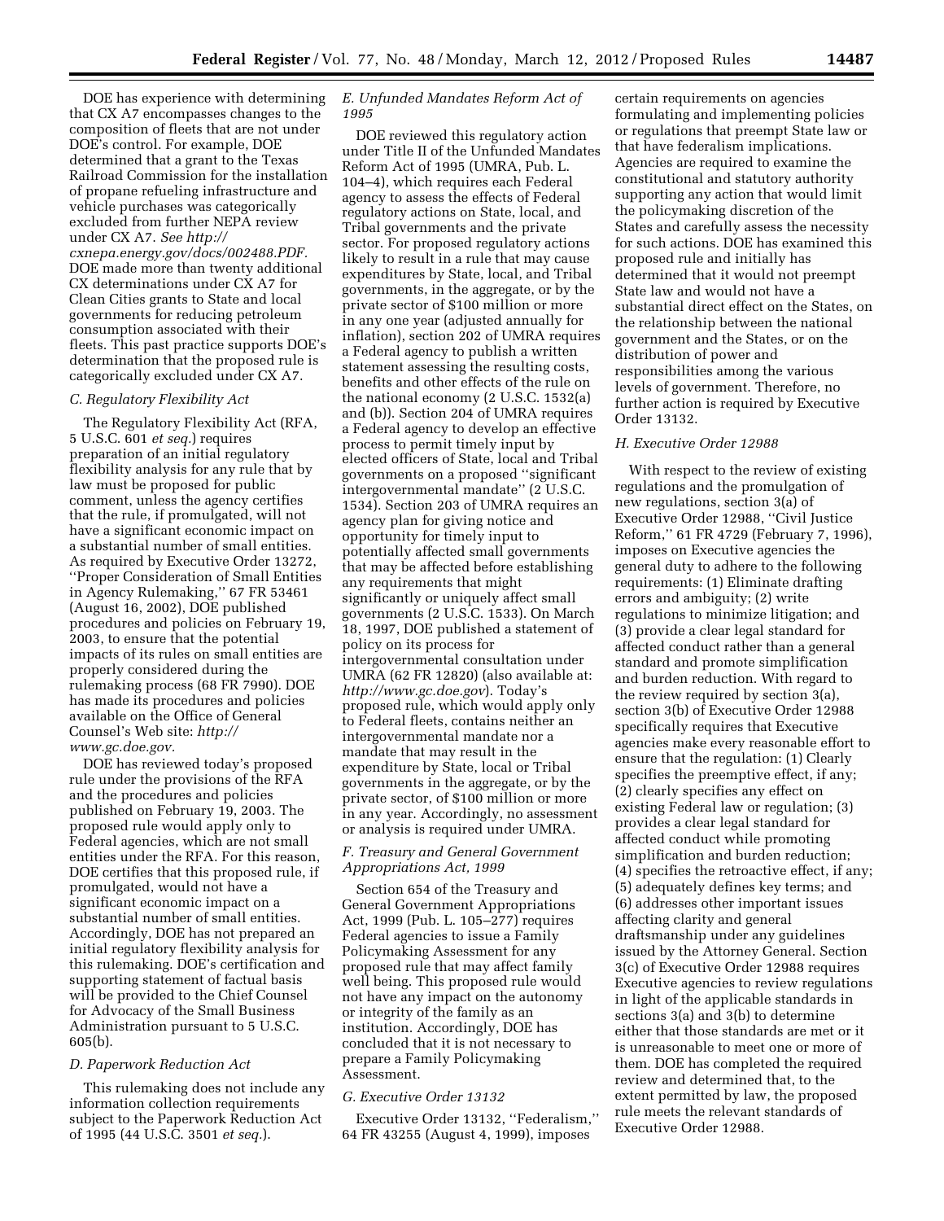DOE has experience with determining that CX A7 encompasses changes to the composition of fleets that are not under DOE's control. For example, DOE determined that a grant to the Texas Railroad Commission for the installation of propane refueling infrastructure and vehicle purchases was categorically excluded from further NEPA review under CX A7. *See http://cxnepa.energy.gov/docs/002488.PDF.* DOE made more than twenty additional CX determinations under CX A7 for Clean Cities grants to State and local governments for reducing petroleum consumption associated with their fleets. This past practice supports DOE's determination that the proposed rule is categorically excluded under CX A7.

### *C. Regulatory Flexibility Act*

The Regulatory Flexibility Act (RFA, 5 U.S.C. 601 *et seq.*) requires preparation of an initial regulatory flexibility analysis for any rule that by law must be proposed for public comment, unless the agency certifies that the rule, if promulgated, will not have a significant economic impact on a substantial number of small entities. As required by Executive Order 13272, ''Proper Consideration of Small Entities in Agency Rulemaking,'' 67 FR 53461 (August 16, 2002), DOE published procedures and policies on February 19, 2003, to ensure that the potential impacts of its rules on small entities are properly considered during the rulemaking process (68 FR 7990). DOE has made its procedures and policies available on the Office of General Counsel's Web site: *http://www.gc.doe.gov.*

DOE has reviewed today's proposed rule under the provisions of the RFA and the procedures and policies published on February 19, 2003. The proposed rule would apply only to Federal agencies, which are not small entities under the RFA. For this reason, DOE certifies that this proposed rule, if promulgated, would not have a significant economic impact on a substantial number of small entities. Accordingly, DOE has not prepared an initial regulatory flexibility analysis for this rulemaking. DOE's certification and supporting statement of factual basis will be provided to the Chief Counsel for Advocacy of the Small Business Administration pursuant to 5 U.S.C. 605(b).

### *D. Paperwork Reduction Act*

This rulemaking does not include any information collection requirements subject to the Paperwork Reduction Act of 1995 (44 U.S.C. 3501 *et seq.*).

### *E. Unfunded Mandates Reform Act of 1995*

DOE reviewed this regulatory action under Title II of the Unfunded Mandates Reform Act of 1995 (UMRA, Pub. L. 104–4), which requires each Federal agency to assess the effects of Federal regulatory actions on State, local, and Tribal governments and the private sector. For proposed regulatory actions likely to result in a rule that may cause expenditures by State, local, and Tribal governments, in the aggregate, or by the private sector of $100 million or more in any one year (adjusted annually for inflation), section 202 of UMRA requires a Federal agency to publish a written statement assessing the resulting costs, benefits and other effects of the rule on the national economy (2 U.S.C. 1532(a) and (b)). Section 204 of UMRA requires a Federal agency to develop an effective process to permit timely input by elected officers of State, local and Tribal governments on a proposed ''significant intergovernmental mandate'' (2 U.S.C. 1534). Section 203 of UMRA requires an agency plan for giving notice and opportunity for timely input to potentially affected small governments that may be affected before establishing any requirements that might significantly or uniquely affect small governments (2 U.S.C. 1533). On March 18, 1997, DOE published a statement of policy on its process for intergovernmental consultation under UMRA (62 FR 12820) (also available at: *http://www.gc.doe.gov*). Today's proposed rule, which would apply only to Federal fleets, contains neither an intergovernmental mandate nor a mandate that may result in the expenditure by State, local or Tribal governments in the aggregate, or by the private sector, of $100 million or more in any year. Accordingly, no assessment or analysis is required under UMRA.

### *F. Treasury and General Government Appropriations Act, 1999*

Section 654 of the Treasury and General Government Appropriations Act, 1999 (Pub. L. 105–277) requires Federal agencies to issue a Family Policymaking Assessment for any proposed rule that may affect family well being. This proposed rule would not have any impact on the autonomy or integrity of the family as an institution. Accordingly, DOE has concluded that it is not necessary to prepare a Family Policymaking Assessment.

### *G. Executive Order 13132*

Executive Order 13132, ''Federalism,'' 64 FR 43255 (August 4, 1999), imposes certain requirements on agencies formulating and implementing policies or regulations that preempt State law or that have federalism implications. Agencies are required to examine the constitutional and statutory authority supporting any action that would limit the policymaking discretion of the States and carefully assess the necessity for such actions. DOE has examined this proposed rule and initially has determined that it would not preempt State law and would not have a substantial direct effect on the States, on the relationship between the national government and the States, or on the distribution of power and responsibilities among the various levels of government. Therefore, no further action is required by Executive Order 13132.

### *H. Executive Order 12988*

With respect to the review of existing regulations and the promulgation of new regulations, section 3(a) of Executive Order 12988, ''Civil Justice Reform,'' 61 FR 4729 (February 7, 1996), imposes on Executive agencies the general duty to adhere to the following requirements: (1) Eliminate drafting errors and ambiguity; (2) write regulations to minimize litigation; and (3) provide a clear legal standard for affected conduct rather than a general standard and promote simplification and burden reduction. With regard to the review required by section 3(a), section 3(b) of Executive Order 12988 specifically requires that Executive agencies make every reasonable effort to ensure that the regulation: (1) Clearly specifies the preemptive effect, if any; (2) clearly specifies any effect on existing Federal law or regulation; (3) provides a clear legal standard for affected conduct while promoting simplification and burden reduction; (4) specifies the retroactive effect, if any; (5) adequately defines key terms; and (6) addresses other important issues affecting clarity and general draftsmanship under any guidelines issued by the Attorney General. Section 3(c) of Executive Order 12988 requires Executive agencies to review regulations in light of the applicable standards in sections 3(a) and 3(b) to determine either that those standards are met or it is unreasonable to meet one or more of them. DOE has completed the required review and determined that, to the extent permitted by law, the proposed rule meets the relevant standards of Executive Order 12988.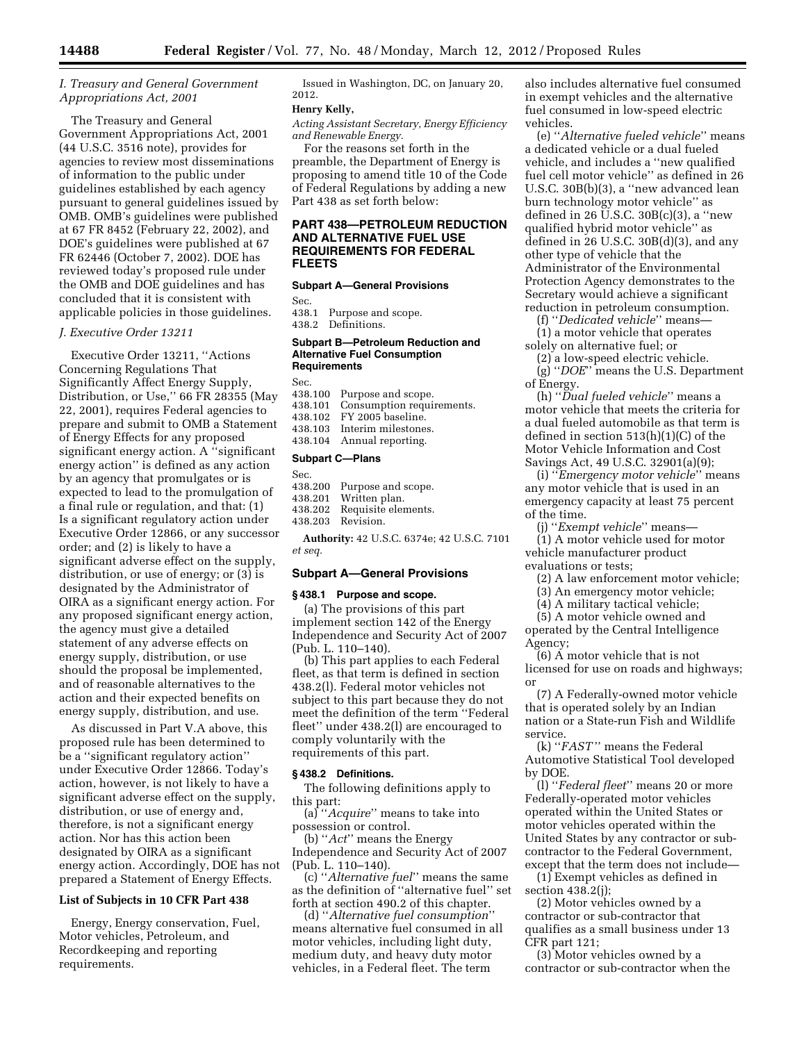### I. Treasury and General Government Appropriations Act, 2001

The Treasury and General Government Appropriations Act, 2001 (44 U.S.C. 3516 note), provides for agencies to review most disseminations of information to the public under guidelines established by each agency pursuant to general guidelines issued by OMB. OMB's guidelines were published at 67 FR 8452 (February 22, 2002), and DOE's guidelines were published at 67 FR 62446 (October 7, 2002). DOE has reviewed today's proposed rule under the OMB and DOE guidelines and has concluded that it is consistent with applicable policies in those guidelines.

### J. Executive Order 13211

Executive Order 13211, ''Actions Concerning Regulations That Significantly Affect Energy Supply, Distribution, or Use,'' 66 FR 28355 (May 22, 2001), requires Federal agencies to prepare and submit to OMB a Statement of Energy Effects for any proposed significant energy action. A ''significant energy action'' is defined as any action by an agency that promulgates or is expected to lead to the promulgation of a final rule or regulation, and that: (1) Is a significant regulatory action under Executive Order 12866, or any successor order; and (2) is likely to have a significant adverse effect on the supply, distribution, or use of energy; or (3) is designated by the Administrator of OIRA as a significant energy action. For any proposed significant energy action, the agency must give a detailed statement of any adverse effects on energy supply, distribution, or use should the proposal be implemented, and of reasonable alternatives to the action and their expected benefits on energy supply, distribution, and use.

As discussed in Part V.A above, this proposed rule has been determined to be a ''significant regulatory action'' under Executive Order 12866. Today's action, however, is not likely to have a significant adverse effect on the supply, distribution, or use of energy and, therefore, is not a significant energy action. Nor has this action been designated by OIRA as a significant energy action. Accordingly, DOE has not prepared a Statement of Energy Effects.

### List of Subjects in 10 CFR Part 438

Energy, Energy conservation, Fuel, Motor vehicles, Petroleum, and Recordkeeping and reporting requirements.

Issued in Washington, DC, on January 20, 2012.

**Henry Kelly,**

*Acting Assistant Secretary, Energy Efficiency and Renewable Energy.*

For the reasons set forth in the preamble, the Department of Energy is proposing to amend title 10 of the Code of Federal Regulations by adding a new Part 438 as set forth below:

## PART 438—PETROLEUM REDUCTION AND ALTERNATIVE FUEL USE REQUIREMENTS FOR FEDERAL FLEETS

**Subpart A—General Provisions**

Sec.
438.1 Purpose and scope.
438.2 Definitions.

**Subpart B—Petroleum Reduction and Alternative Fuel Consumption Requirements**

Sec.
438.100 Purpose and scope.
438.101 Consumption requirements.
438.102 FY 2005 baseline.
438.103 Interim milestones.
438.104 Annual reporting.

**Subpart C—Plans**

Sec.
438.200 Purpose and scope.
438.201 Written plan.
438.202 Requisite elements.
438.203 Revision.

**Authority:** 42 U.S.C. 6374e; 42 U.S.C. 7101 *et seq.*

### Subpart A—General Provisions

#### § 438.1 Purpose and scope.

(a) The provisions of this part implement section 142 of the Energy Independence and Security Act of 2007 (Pub. L. 110–140).

(b) This part applies to each Federal fleet, as that term is defined in section 438.2(l). Federal motor vehicles not subject to this part because they do not meet the definition of the term ''Federal fleet'' under 438.2(l) are encouraged to comply voluntarily with the requirements of this part.

#### § 438.2 Definitions.

The following definitions apply to this part:

(a) ''*Acquire*'' means to take into possession or control.

(b) ''*Act*'' means the Energy Independence and Security Act of 2007 (Pub. L. 110–140).

(c) ''*Alternative fuel*'' means the same as the definition of ''alternative fuel'' set forth at section 490.2 of this chapter.

(d) ''*Alternative fuel consumption*'' means alternative fuel consumed in all motor vehicles, including light duty, medium duty, and heavy duty motor vehicles, in a Federal fleet. The term also includes alternative fuel consumed in exempt vehicles and the alternative fuel consumed in low-speed electric vehicles.

(e) ''*Alternative fueled vehicle*'' means a dedicated vehicle or a dual fueled vehicle, and includes a ''new qualified fuel cell motor vehicle'' as defined in 26 U.S.C. 30B(b)(3), a ''new advanced lean burn technology motor vehicle'' as defined in 26 U.S.C. 30B(c)(3), a ''new qualified hybrid motor vehicle'' as defined in 26 U.S.C. 30B(d)(3), and any other type of vehicle that the Administrator of the Environmental Protection Agency demonstrates to the Secretary would achieve a significant reduction in petroleum consumption.

(f) ''*Dedicated vehicle*'' means—

(1) a motor vehicle that operates solely on alternative fuel; or

(2) a low-speed electric vehicle.

(g) ''*DOE*'' means the U.S. Department of Energy.

(h) ''*Dual fueled vehicle*'' means a motor vehicle that meets the criteria for a dual fueled automobile as that term is defined in section 513(h)(1)(C) of the Motor Vehicle Information and Cost Savings Act, 49 U.S.C. 32901(a)(9);

(i) ''*Emergency motor vehicle*'' means any motor vehicle that is used in an emergency capacity at least 75 percent of the time.

(j) ''*Exempt vehicle*'' means—

(1) A motor vehicle used for motor vehicle manufacturer product evaluations or tests;

(2) A law enforcement motor vehicle;

(3) An emergency motor vehicle;

(4) A military tactical vehicle;

(5) A motor vehicle owned and operated by the Central Intelligence Agency;

(6) A motor vehicle that is not licensed for use on roads and highways; or

(7) A Federally-owned motor vehicle that is operated solely by an Indian nation or a State-run Fish and Wildlife service.

(k) ''*FAST*'' means the Federal Automotive Statistical Tool developed by DOE.

(l) ''*Federal fleet*'' means 20 or more Federally-operated motor vehicles operated within the United States or motor vehicles operated within the United States by any contractor or sub-contractor to the Federal Government, except that the term does not include—

(1) Exempt vehicles as defined in section 438.2(j);

(2) Motor vehicles owned by a contractor or sub-contractor that qualifies as a small business under 13 CFR part 121;

(3) Motor vehicles owned by a contractor or sub-contractor when the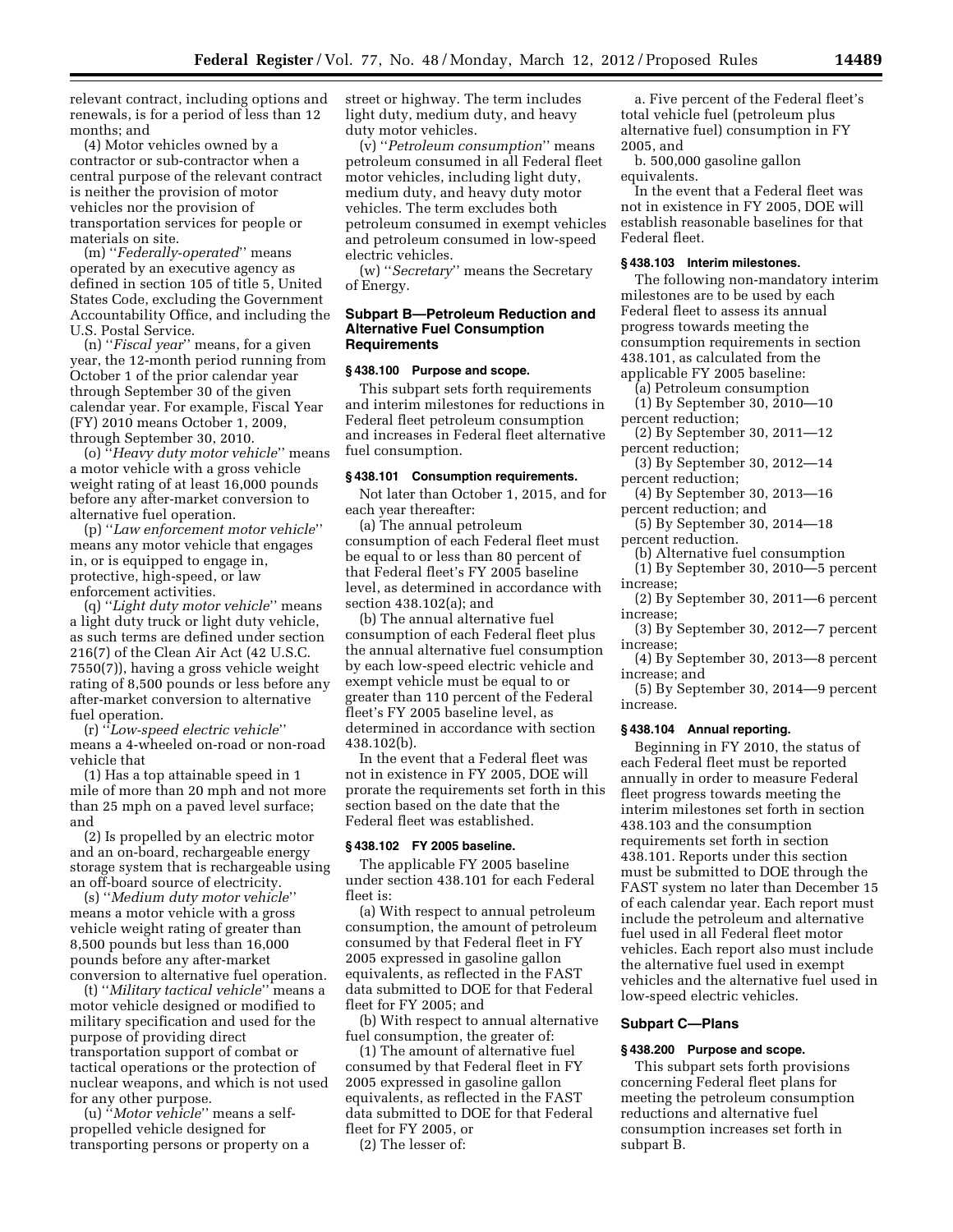relevant contract, including options and renewals, is for a period of less than 12 months; and

(4) Motor vehicles owned by a contractor or sub-contractor when a central purpose of the relevant contract is neither the provision of motor vehicles nor the provision of transportation services for people or materials on site.

(m) ''*Federally-operated*'' means operated by an executive agency as defined in section 105 of title 5, United States Code, excluding the Government Accountability Office, and including the U.S. Postal Service.

(n) ''*Fiscal year*'' means, for a given year, the 12-month period running from October 1 of the prior calendar year through September 30 of the given calendar year. For example, Fiscal Year (FY) 2010 means October 1, 2009, through September 30, 2010.

(o) ''*Heavy duty motor vehicle*'' means a motor vehicle with a gross vehicle weight rating of at least 16,000 pounds before any after-market conversion to alternative fuel operation.

(p) ''*Law enforcement motor vehicle*'' means any motor vehicle that engages in, or is equipped to engage in, protective, high-speed, or law enforcement activities.

(q) ''*Light duty motor vehicle*'' means a light duty truck or light duty vehicle, as such terms are defined under section 216(7) of the Clean Air Act (42 U.S.C. 7550(7)), having a gross vehicle weight rating of 8,500 pounds or less before any after-market conversion to alternative fuel operation.

(r) ''*Low-speed electric vehicle*'' means a 4-wheeled on-road or non-road vehicle that

(1) Has a top attainable speed in 1 mile of more than 20 mph and not more than 25 mph on a paved level surface; and

(2) Is propelled by an electric motor and an on-board, rechargeable energy storage system that is rechargeable using an off-board source of electricity.

(s) ''*Medium duty motor vehicle*'' means a motor vehicle with a gross vehicle weight rating of greater than 8,500 pounds but less than 16,000 pounds before any after-market conversion to alternative fuel operation.

(t) ''*Military tactical vehicle*'' means a motor vehicle designed or modified to military specification and used for the purpose of providing direct transportation support of combat or tactical operations or the protection of nuclear weapons, and which is not used for any other purpose.

(u) ''*Motor vehicle*'' means a self-propelled vehicle designed for transporting persons or property on a street or highway. The term includes light duty, medium duty, and heavy duty motor vehicles.

(v) ''*Petroleum consumption*'' means petroleum consumed in all Federal fleet motor vehicles, including light duty, medium duty, and heavy duty motor vehicles. The term excludes both petroleum consumed in exempt vehicles and petroleum consumed in low-speed electric vehicles.

(w) ''*Secretary*'' means the Secretary of Energy.

## Subpart B—Petroleum Reduction and Alternative Fuel Consumption Requirements

### § 438.100 Purpose and scope.

This subpart sets forth requirements and interim milestones for reductions in Federal fleet petroleum consumption and increases in Federal fleet alternative fuel consumption.

### § 438.101 Consumption requirements.

Not later than October 1, 2015, and for each year thereafter:

(a) The annual petroleum consumption of each Federal fleet must be equal to or less than 80 percent of that Federal fleet's FY 2005 baseline level, as determined in accordance with section 438.102(a); and

(b) The annual alternative fuel consumption of each Federal fleet plus the annual alternative fuel consumption by each low-speed electric vehicle and exempt vehicle must be equal to or greater than 110 percent of the Federal fleet's FY 2005 baseline level, as determined in accordance with section 438.102(b).

In the event that a Federal fleet was not in existence in FY 2005, DOE will prorate the requirements set forth in this section based on the date that the Federal fleet was established.

### § 438.102 FY 2005 baseline.

The applicable FY 2005 baseline under section 438.101 for each Federal fleet is:

(a) With respect to annual petroleum consumption, the amount of petroleum consumed by that Federal fleet in FY 2005 expressed in gasoline gallon equivalents, as reflected in the FAST data submitted to DOE for that Federal fleet for FY 2005; and

(b) With respect to annual alternative fuel consumption, the greater of:

(1) The amount of alternative fuel consumed by that Federal fleet in FY 2005 expressed in gasoline gallon equivalents, as reflected in the FAST data submitted to DOE for that Federal fleet for FY 2005, or

(2) The lesser of:

a. Five percent of the Federal fleet's total vehicle fuel (petroleum plus alternative fuel) consumption in FY 2005, and

b. 500,000 gasoline gallon equivalents.

In the event that a Federal fleet was not in existence in FY 2005, DOE will establish reasonable baselines for that Federal fleet.

### § 438.103 Interim milestones.

The following non-mandatory interim milestones are to be used by each Federal fleet to assess its annual progress towards meeting the consumption requirements in section 438.101, as calculated from the applicable FY 2005 baseline:

(a) Petroleum consumption

(1) By September 30, 2010—10 percent reduction;

(2) By September 30, 2011—12 percent reduction;

(3) By September 30, 2012—14 percent reduction;

(4) By September 30, 2013—16 percent reduction; and

(5) By September 30, 2014—18 percent reduction.

(b) Alternative fuel consumption

(1) By September 30, 2010—5 percent increase;

(2) By September 30, 2011—6 percent increase;

(3) By September 30, 2012—7 percent increase;

(4) By September 30, 2013—8 percent increase; and

(5) By September 30, 2014—9 percent increase.

### § 438.104 Annual reporting.

Beginning in FY 2010, the status of each Federal fleet must be reported annually in order to measure Federal fleet progress towards meeting the interim milestones set forth in section 438.103 and the consumption requirements set forth in section 438.101. Reports under this section must be submitted to DOE through the FAST system no later than December 15 of each calendar year. Each report must include the petroleum and alternative fuel used in all Federal fleet motor vehicles. Each report also must include the alternative fuel used in exempt vehicles and the alternative fuel used in low-speed electric vehicles.

## Subpart C—Plans

### § 438.200 Purpose and scope.

This subpart sets forth provisions concerning Federal fleet plans for meeting the petroleum consumption reductions and alternative fuel consumption increases set forth in subpart B.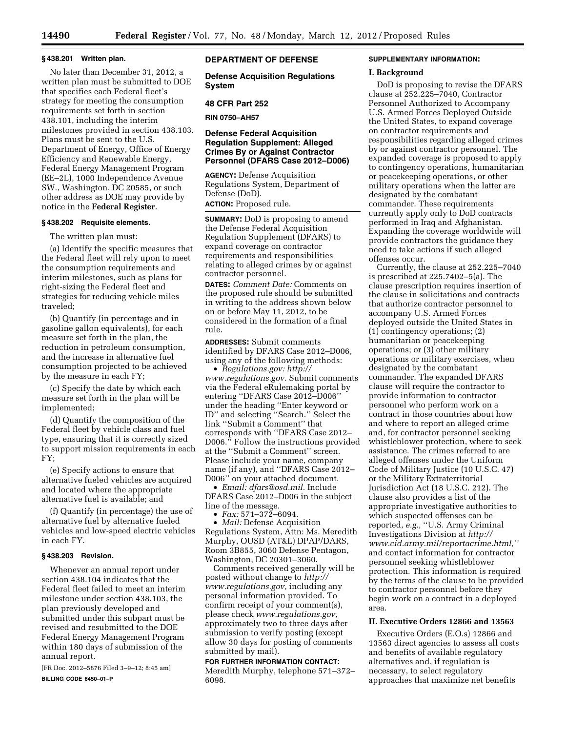### § 438.201 Written plan.

No later than December 31, 2012, a written plan must be submitted to DOE that specifies each Federal fleet's strategy for meeting the consumption requirements set forth in section 438.101, including the interim milestones provided in section 438.103. Plans must be sent to the U.S. Department of Energy, Office of Energy Efficiency and Renewable Energy, Federal Energy Management Program (EE–2L), 1000 Independence Avenue SW., Washington, DC 20585, or such other address as DOE may provide by notice in the **Federal Register**.

### § 438.202 Requisite elements.

The written plan must:

(a) Identify the specific measures that the Federal fleet will rely upon to meet the consumption requirements and interim milestones, such as plans for right-sizing the Federal fleet and strategies for reducing vehicle miles traveled;

(b) Quantify (in percentage and in gasoline gallon equivalents), for each measure set forth in the plan, the reduction in petroleum consumption, and the increase in alternative fuel consumption projected to be achieved by the measure in each FY;

(c) Specify the date by which each measure set forth in the plan will be implemented;

(d) Quantify the composition of the Federal fleet by vehicle class and fuel type, ensuring that it is correctly sized to support mission requirements in each FY;

(e) Specify actions to ensure that alternative fueled vehicles are acquired and located where the appropriate alternative fuel is available; and

(f) Quantify (in percentage) the use of alternative fuel by alternative fueled vehicles and low-speed electric vehicles in each FY.

### § 438.203 Revision.

Whenever an annual report under section 438.104 indicates that the Federal fleet failed to meet an interim milestone under section 438.103, the plan previously developed and submitted under this subpart must be revised and resubmitted to the DOE Federal Energy Management Program within 180 days of submission of the annual report.

[FR Doc. 2012–5876 Filed 3–9–12; 8:45 am]

**BILLING CODE 6450–01–P**

## DEPARTMENT OF DEFENSE

### Defense Acquisition Regulations System

### 48 CFR Part 252

### RIN 0750–AH57

### Defense Federal Acquisition Regulation Supplement: Alleged Crimes By or Against Contractor Personnel (DFARS Case 2012–D006)

**AGENCY:** Defense Acquisition Regulations System, Department of Defense (DoD).

**ACTION:** Proposed rule.

**SUMMARY:** DoD is proposing to amend the Defense Federal Acquisition Regulation Supplement (DFARS) to expand coverage on contractor requirements and responsibilities relating to alleged crimes by or against contractor personnel.

**DATES:** *Comment Date:* Comments on the proposed rule should be submitted in writing to the address shown below on or before May 11, 2012, to be considered in the formation of a final rule.

**ADDRESSES:** Submit comments identified by DFARS Case 2012–D006, using any of the following methods:

- *Regulations.gov: http://www.regulations.gov.* Submit comments via the Federal eRulemaking portal by entering ''DFARS Case 2012–D006'' under the heading ''Enter keyword or ID'' and selecting ''Search.'' Select the link ''Submit a Comment'' that corresponds with ''DFARS Case 2012–D006.'' Follow the instructions provided at the ''Submit a Comment'' screen. Please include your name, company name (if any), and ''DFARS Case 2012–D006'' on your attached document.
- *Email: dfars@osd.mil.* Include DFARS Case 2012–D006 in the subject line of the message.
- *Fax:* 571–372–6094.
- *Mail:* Defense Acquisition Regulations System, Attn: Ms. Meredith Murphy, OUSD (AT&L) DPAP/DARS, Room 3B855, 3060 Defense Pentagon, Washington, DC 20301–3060.

Comments received generally will be posted without change to *http://www.regulations.gov,* including any personal information provided. To confirm receipt of your comment(s), please check *www.regulations.gov,* approximately two to three days after submission to verify posting (except allow 30 days for posting of comments submitted by mail).

**FOR FURTHER INFORMATION CONTACT:** Meredith Murphy, telephone 571–372–6098.

**SUPPLEMENTARY INFORMATION:**

### I. Background

DoD is proposing to revise the DFARS clause at 252.225–7040, Contractor Personnel Authorized to Accompany U.S. Armed Forces Deployed Outside the United States, to expand coverage on contractor requirements and responsibilities regarding alleged crimes by or against contractor personnel. The expanded coverage is proposed to apply to contingency operations, humanitarian or peacekeeping operations, or other military operations when the latter are designated by the combatant commander. These requirements currently apply only to DoD contracts performed in Iraq and Afghanistan. Expanding the coverage worldwide will provide contractors the guidance they need to take actions if such alleged offenses occur.

Currently, the clause at 252.225–7040 is prescribed at 225.7402–5(a). The clause prescription requires insertion of the clause in solicitations and contracts that authorize contractor personnel to accompany U.S. Armed Forces deployed outside the United States in (1) contingency operations; (2) humanitarian or peacekeeping operations; or (3) other military operations or military exercises, when designated by the combatant commander. The expanded DFARS clause will require the contractor to provide information to contractor personnel who perform work on a contract in those countries about how and where to report an alleged crime and, for contractor personnel seeking whistleblower protection, where to seek assistance. The crimes referred to are alleged offenses under the Uniform Code of Military Justice (10 U.S.C. 47) or the Military Extraterritorial Jurisdiction Act (18 U.S.C. 212). The clause also provides a list of the appropriate investigative authorities to which suspected offenses can be reported, *e.g.,* ''U.S. Army Criminal Investigations Division at *http://www.cid.army.mil/reportacrime.html,''* and contact information for contractor personnel seeking whistleblower protection. This information is required by the terms of the clause to be provided to contractor personnel before they begin work on a contract in a deployed area.

### II. Executive Orders 12866 and 13563

Executive Orders (E.O.s) 12866 and 13563 direct agencies to assess all costs and benefits of available regulatory alternatives and, if regulation is necessary, to select regulatory approaches that maximize net benefits